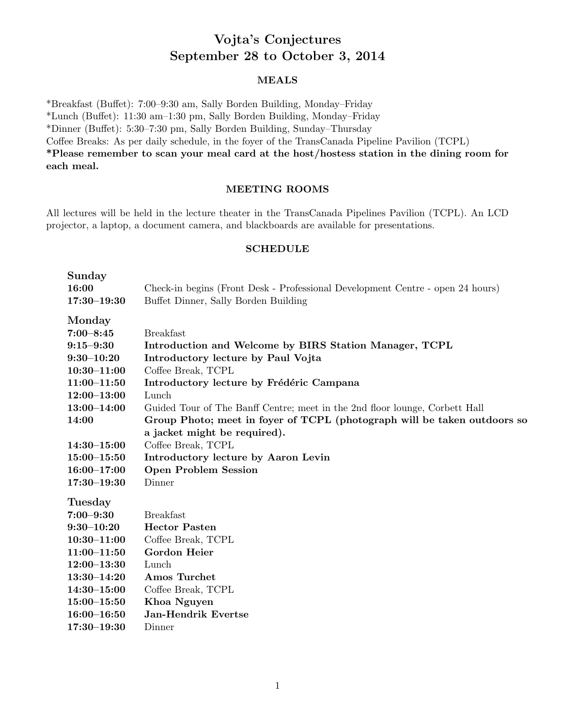# Vojta's Conjectures
## September 28 to October 3, 2014

### MEALS

*Breakfast (Buffet): 7:00–9:30 am, Sally Borden Building, Monday–Friday
*Lunch (Buffet): 11:30 am–1:30 pm, Sally Borden Building, Monday–Friday
*Dinner (Buffet): 5:30–7:30 pm, Sally Borden Building, Sunday–Thursday
Coffee Breaks: As per daily schedule, in the foyer of the TransCanada Pipeline Pavilion (TCPL)
**\*Please remember to scan your meal card at the host/hostess station in the dining room for each meal.**

### MEETING ROOMS

All lectures will be held in the lecture theater in the TransCanada Pipelines Pavilion (TCPL). An LCD projector, a laptop, a document camera, and blackboards are available for presentations.

### SCHEDULE

**Sunday**

| | |
|---|---|
| **16:00** | Check-in begins (Front Desk - Professional Development Centre - open 24 hours) |
| **17:30–19:30** | Buffet Dinner, Sally Borden Building |

**Monday**

| | |
|---|---|
| **7:00–8:45** | Breakfast |
| **9:15–9:30** | **Introduction and Welcome by BIRS Station Manager, TCPL** |
| **9:30–10:20** | **Introductory lecture by Paul Vojta** |
| **10:30–11:00** | Coffee Break, TCPL |
| **11:00–11:50** | **Introductory lecture by Frédéric Campana** |
| **12:00–13:00** | Lunch |
| **13:00–14:00** | Guided Tour of The Banff Centre; meet in the 2nd floor lounge, Corbett Hall |
| **14:00** | **Group Photo; meet in foyer of TCPL (photograph will be taken outdoors so a jacket might be required).** |
| **14:30–15:00** | Coffee Break, TCPL |
| **15:00–15:50** | **Introductory lecture by Aaron Levin** |
| **16:00–17:00** | **Open Problem Session** |
| **17:30–19:30** | Dinner |

**Tuesday**

| | |
|---|---|
| **7:00–9:30** | Breakfast |
| **9:30–10:20** | **Hector Pasten** |
| **10:30–11:00** | Coffee Break, TCPL |
| **11:00–11:50** | **Gordon Heier** |
| **12:00–13:30** | Lunch |
| **13:30–14:20** | **Amos Turchet** |
| **14:30–15:00** | Coffee Break, TCPL |
| **15:00–15:50** | **Khoa Nguyen** |
| **16:00–16:50** | **Jan-Hendrik Evertse** |
| **17:30–19:30** | Dinner |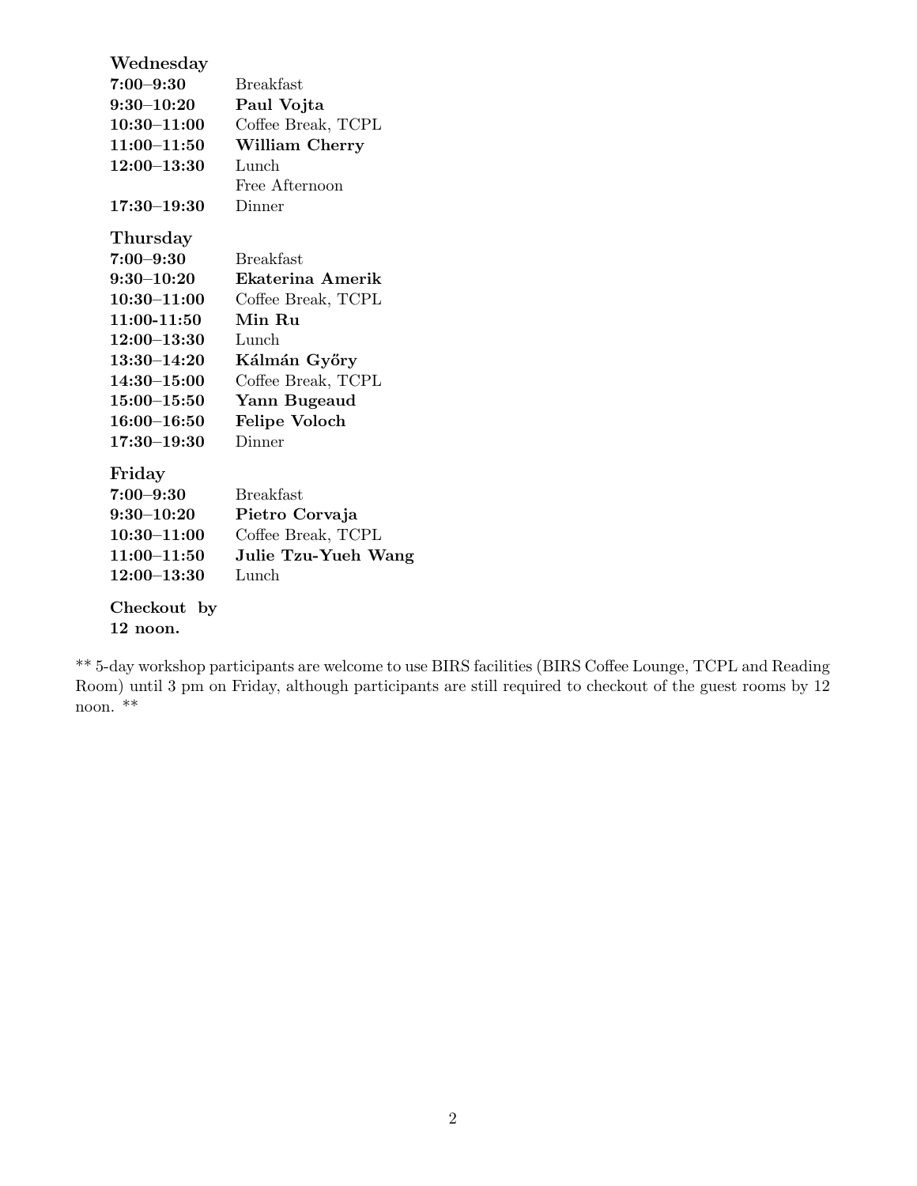**Wednesday**

| | |
|---|---|
| **7:00–9:30** | Breakfast |
| **9:30–10:20** | **Paul Vojta** |
| **10:30–11:00** | Coffee Break, TCPL |
| **11:00–11:50** | **William Cherry** |
| **12:00–13:30** | Lunch |
| | Free Afternoon |
| **17:30–19:30** | Dinner |

**Thursday**

| | |
|---|---|
| **7:00–9:30** | Breakfast |
| **9:30–10:20** | **Ekaterina Amerik** |
| **10:30–11:00** | Coffee Break, TCPL |
| **11:00-11:50** | **Min Ru** |
| **12:00–13:30** | Lunch |
| **13:30–14:20** | **Kálmán Győry** |
| **14:30–15:00** | Coffee Break, TCPL |
| **15:00–15:50** | **Yann Bugeaud** |
| **16:00–16:50** | **Felipe Voloch** |
| **17:30–19:30** | Dinner |

**Friday**

| | |
|---|---|
| **7:00–9:30** | Breakfast |
| **9:30–10:20** | **Pietro Corvaja** |
| **10:30–11:00** | Coffee Break, TCPL |
| **11:00–11:50** | **Julie Tzu-Yueh Wang** |
| **12:00–13:30** | Lunch |

**Checkout by 12 noon.**

** 5-day workshop participants are welcome to use BIRS facilities (BIRS Coffee Lounge, TCPL and Reading Room) until 3 pm on Friday, although participants are still required to checkout of the guest rooms by 12 noon. **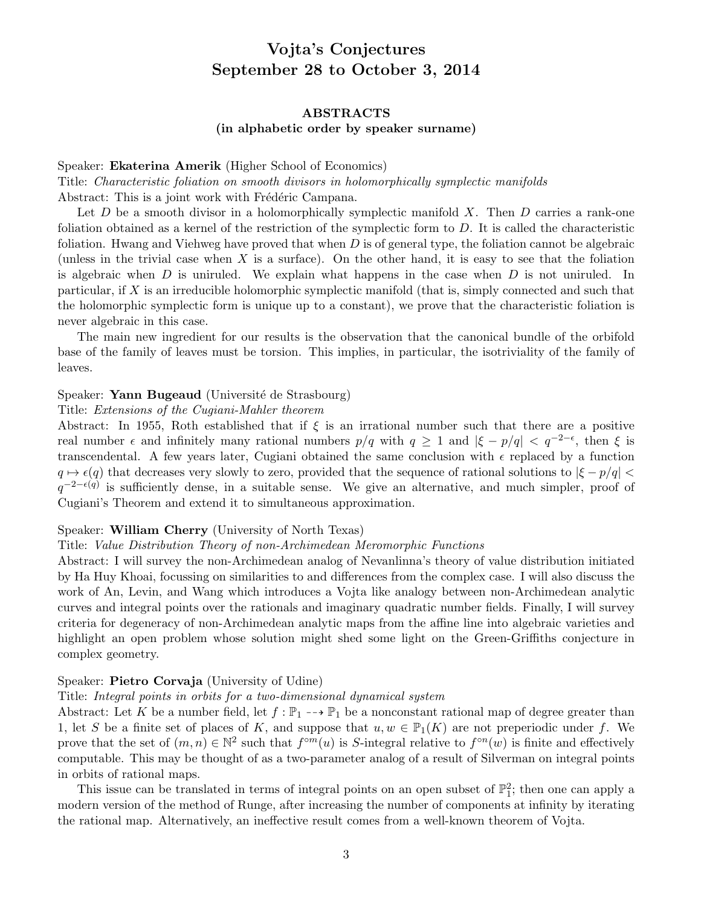# Vojta's Conjectures
# September 28 to October 3, 2014

## ABSTRACTS
### (in alphabetic order by speaker surname)

Speaker: **Ekaterina Amerik** (Higher School of Economics)
Title: *Characteristic foliation on smooth divisors in holomorphically symplectic manifolds*
Abstract: This is a joint work with Frédéric Campana.

Let $D$ be a smooth divisor in a holomorphically symplectic manifold $X$. Then $D$ carries a rank-one foliation obtained as a kernel of the restriction of the symplectic form to $D$. It is called the characteristic foliation. Hwang and Viehweg have proved that when $D$ is of general type, the foliation cannot be algebraic (unless in the trivial case when $X$ is a surface). On the other hand, it is easy to see that the foliation is algebraic when $D$ is uniruled. We explain what happens in the case when $D$ is not uniruled. In particular, if $X$ is an irreducible holomorphic symplectic manifold (that is, simply connected and such that the holomorphic symplectic form is unique up to a constant), we prove that the characteristic foliation is never algebraic in this case.

The main new ingredient for our results is the observation that the canonical bundle of the orbifold base of the family of leaves must be torsion. This implies, in particular, the isotriviality of the family of leaves.

Speaker: **Yann Bugeaud** (Université de Strasbourg)
Title: *Extensions of the Cugiani-Mahler theorem*
Abstract: In 1955, Roth established that if $\xi$ is an irrational number such that there are a positive real number $\epsilon$ and infinitely many rational numbers $p/q$ with $q \geq 1$ and $|\xi - p/q| < q^{-2-\epsilon}$, then $\xi$ is transcendental. A few years later, Cugiani obtained the same conclusion with $\epsilon$ replaced by a function $q \mapsto \epsilon(q)$ that decreases very slowly to zero, provided that the sequence of rational solutions to $|\xi - p/q| < q^{-2-\epsilon(q)}$ is sufficiently dense, in a suitable sense. We give an alternative, and much simpler, proof of Cugiani's Theorem and extend it to simultaneous approximation.

Speaker: **William Cherry** (University of North Texas)
Title: *Value Distribution Theory of non-Archimedean Meromorphic Functions*
Abstract: I will survey the non-Archimedean analog of Nevanlinna's theory of value distribution initiated by Ha Huy Khoai, focussing on similarities to and differences from the complex case. I will also discuss the work of An, Levin, and Wang which introduces a Vojta like analogy between non-Archimedean analytic curves and integral points over the rationals and imaginary quadratic number fields. Finally, I will survey criteria for degeneracy of non-Archimedean analytic maps from the affine line into algebraic varieties and highlight an open problem whose solution might shed some light on the Green-Griffiths conjecture in complex geometry.

Speaker: **Pietro Corvaja** (University of Udine)
Title: *Integral points in orbits for a two-dimensional dynamical system*
Abstract: Let $K$ be a number field, let $f : \mathbb{P}_1 \dashrightarrow \mathbb{P}_1$ be a nonconstant rational map of degree greater than 1, let $S$ be a finite set of places of $K$, and suppose that $u, w \in \mathbb{P}_1(K)$ are not preperiodic under $f$. We prove that the set of $(m, n) \in \mathbb{N}^2$ such that $f^{\circ m}(u)$ is $S$-integral relative to $f^{\circ n}(w)$ is finite and effectively computable. This may be thought of as a two-parameter analog of a result of Silverman on integral points in orbits of rational maps.

This issue can be translated in terms of integral points on an open subset of $\mathbb{P}_1^2$; then one can apply a modern version of the method of Runge, after increasing the number of components at infinity by iterating the rational map. Alternatively, an ineffective result comes from a well-known theorem of Vojta.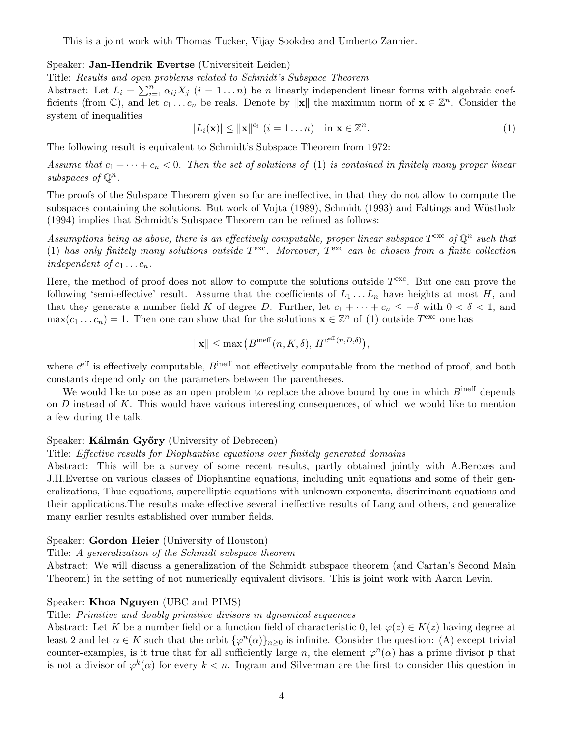This is a joint work with Thomas Tucker, Vijay Sookdeo and Umberto Zannier.

Speaker: **Jan-Hendrik Evertse** (Universiteit Leiden)

Title: *Results and open problems related to Schmidt's Subspace Theorem*

Abstract: Let $L_i = \sum_{i=1}^{n} \alpha_{ij} X_j$ $(i = 1 \dots n)$ be $n$ linearly independent linear forms with algebraic coefficients (from $\mathbb{C}$), and let $c_1 \dots c_n$ be reals. Denote by $\|\mathbf{x}\|$ the maximum norm of $\mathbf{x} \in \mathbb{Z}^n$. Consider the system of inequalities

$$|L_i(\mathbf{x})| \leq \|\mathbf{x}\|^{c_i} \ (i = 1 \dots n) \quad \text{in } \mathbf{x} \in \mathbb{Z}^n. \tag{1}$$

The following result is equivalent to Schmidt's Subspace Theorem from 1972:

*Assume that $c_1 + \cdots + c_n < 0$. Then the set of solutions of* (1) *is contained in finitely many proper linear subspaces of $\mathbb{Q}^n$.*

The proofs of the Subspace Theorem given so far are ineffective, in that they do not allow to compute the subspaces containing the solutions. But work of Vojta (1989), Schmidt (1993) and Faltings and Wüstholz (1994) implies that Schmidt's Subspace Theorem can be refined as follows:

*Assumptions being as above, there is an effectively computable, proper linear subspace $T^{\text{exc}}$ of $\mathbb{Q}^n$ such that* (1) *has only finitely many solutions outside $T^{\text{exc}}$. Moreover, $T^{\text{exc}}$ can be chosen from a finite collection independent of $c_1 \dots c_n$.*

Here, the method of proof does not allow to compute the solutions outside $T^{\text{exc}}$. But one can prove the following 'semi-effective' result. Assume that the coefficients of $L_1 \dots L_n$ have heights at most $H$, and that they generate a number field $K$ of degree $D$. Further, let $c_1 + \cdots + c_n \leq -\delta$ with $0 < \delta < 1$, and $\max(c_1 \dots c_n) = 1$. Then one can show that for the solutions $\mathbf{x} \in \mathbb{Z}^n$ of (1) outside $T^{\text{exc}}$ one has

$$\|\mathbf{x}\| \leq \max\left(B^{\text{ineff}}(n, K, \delta),\ H^{c^{\text{eff}}(n,D,\delta)}\right),$$

where $c^{\text{eff}}$ is effectively computable, $B^{\text{ineff}}$ not effectively computable from the method of proof, and both constants depend only on the parameters between the parentheses.

We would like to pose as an open problem to replace the above bound by one in which $B^{\text{ineff}}$ depends on $D$ instead of $K$. This would have various interesting consequences, of which we would like to mention a few during the talk.

Speaker: **Kálmán Győry** (University of Debrecen)

Title: *Effective results for Diophantine equations over finitely generated domains*

Abstract: This will be a survey of some recent results, partly obtained jointly with A.Berczes and J.H.Evertse on various classes of Diophantine equations, including unit equations and some of their generalizations, Thue equations, superelliptic equations with unknown exponents, discriminant equations and their applications.The results make effective several ineffective results of Lang and others, and generalize many earlier results established over number fields.

Speaker: **Gordon Heier** (University of Houston)

Title: *A generalization of the Schmidt subspace theorem*

Abstract: We will discuss a generalization of the Schmidt subspace theorem (and Cartan's Second Main Theorem) in the setting of not numerically equivalent divisors. This is joint work with Aaron Levin.

Speaker: **Khoa Nguyen** (UBC and PIMS)

Title: *Primitive and doubly primitive divisors in dynamical sequences*

Abstract: Let $K$ be a number field or a function field of characteristic 0, let $\varphi(z) \in K(z)$ having degree at least 2 and let $\alpha \in K$ such that the orbit $\{\varphi^n(\alpha)\}_{n \geq 0}$ is infinite. Consider the question: (A) except trivial counter-examples, is it true that for all sufficiently large $n$, the element $\varphi^n(\alpha)$ has a prime divisor $\mathfrak{p}$ that is not a divisor of $\varphi^k(\alpha)$ for every $k < n$. Ingram and Silverman are the first to consider this question in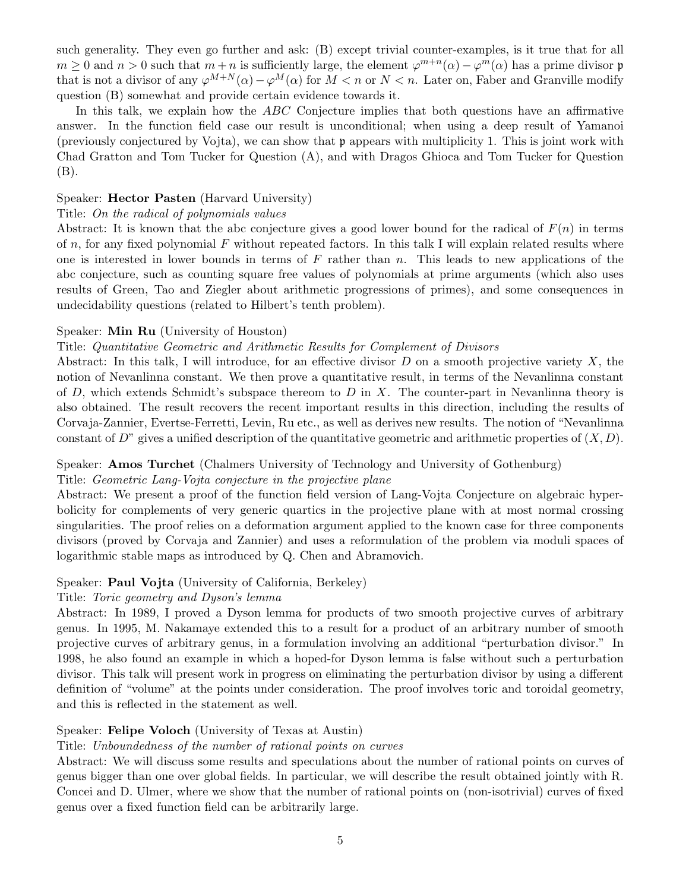such generality. They even go further and ask: (B) except trivial counter-examples, is it true that for all $m \geq 0$ and $n > 0$ such that $m+n$ is sufficiently large, the element $\varphi^{m+n}(\alpha) - \varphi^m(\alpha)$ has a prime divisor $\mathfrak{p}$ that is not a divisor of any $\varphi^{M+N}(\alpha) - \varphi^M(\alpha)$ for $M < n$ or $N < n$. Later on, Faber and Granville modify question (B) somewhat and provide certain evidence towards it.

In this talk, we explain how the *ABC* Conjecture implies that both questions have an affirmative answer. In the function field case our result is unconditional; when using a deep result of Yamanoi (previously conjectured by Vojta), we can show that $\mathfrak{p}$ appears with multiplicity 1. This is joint work with Chad Gratton and Tom Tucker for Question (A), and with Dragos Ghioca and Tom Tucker for Question (B).

Speaker: **Hector Pasten** (Harvard University)
Title: *On the radical of polynomials values*
Abstract: It is known that the abc conjecture gives a good lower bound for the radical of $F(n)$ in terms of $n$, for any fixed polynomial $F$ without repeated factors. In this talk I will explain related results where one is interested in lower bounds in terms of $F$ rather than $n$. This leads to new applications of the abc conjecture, such as counting square free values of polynomials at prime arguments (which also uses results of Green, Tao and Ziegler about arithmetic progressions of primes), and some consequences in undecidability questions (related to Hilbert's tenth problem).

Speaker: **Min Ru** (University of Houston)
Title: *Quantitative Geometric and Arithmetic Results for Complement of Divisors*
Abstract: In this talk, I will introduce, for an effective divisor $D$ on a smooth projective variety $X$, the notion of Nevanlinna constant. We then prove a quantitative result, in terms of the Nevanlinna constant of $D$, which extends Schmidt's subspace thereom to $D$ in $X$. The counter-part in Nevanlinna theory is also obtained. The result recovers the recent important results in this direction, including the results of Corvaja-Zannier, Evertse-Ferretti, Levin, Ru etc., as well as derives new results. The notion of "Nevanlinna constant of $D$" gives a unified description of the quantitative geometric and arithmetic properties of $(X, D)$.

Speaker: **Amos Turchet** (Chalmers University of Technology and University of Gothenburg)
Title: *Geometric Lang-Vojta conjecture in the projective plane*
Abstract: We present a proof of the function field version of Lang-Vojta Conjecture on algebraic hyperbolicity for complements of very generic quartics in the projective plane with at most normal crossing singularities. The proof relies on a deformation argument applied to the known case for three components divisors (proved by Corvaja and Zannier) and uses a reformulation of the problem via moduli spaces of logarithmic stable maps as introduced by Q. Chen and Abramovich.

Speaker: **Paul Vojta** (University of California, Berkeley)
Title: *Toric geometry and Dyson's lemma*
Abstract: In 1989, I proved a Dyson lemma for products of two smooth projective curves of arbitrary genus. In 1995, M. Nakamaye extended this to a result for a product of an arbitrary number of smooth projective curves of arbitrary genus, in a formulation involving an additional "perturbation divisor." In 1998, he also found an example in which a hoped-for Dyson lemma is false without such a perturbation divisor. This talk will present work in progress on eliminating the perturbation divisor by using a different definition of "volume" at the points under consideration. The proof involves toric and toroidal geometry, and this is reflected in the statement as well.

Speaker: **Felipe Voloch** (University of Texas at Austin)
Title: *Unboundedness of the number of rational points on curves*
Abstract: We will discuss some results and speculations about the number of rational points on curves of genus bigger than one over global fields. In particular, we will describe the result obtained jointly with R. Concei and D. Ulmer, where we show that the number of rational points on (non-isotrivial) curves of fixed genus over a fixed function field can be arbitrarily large.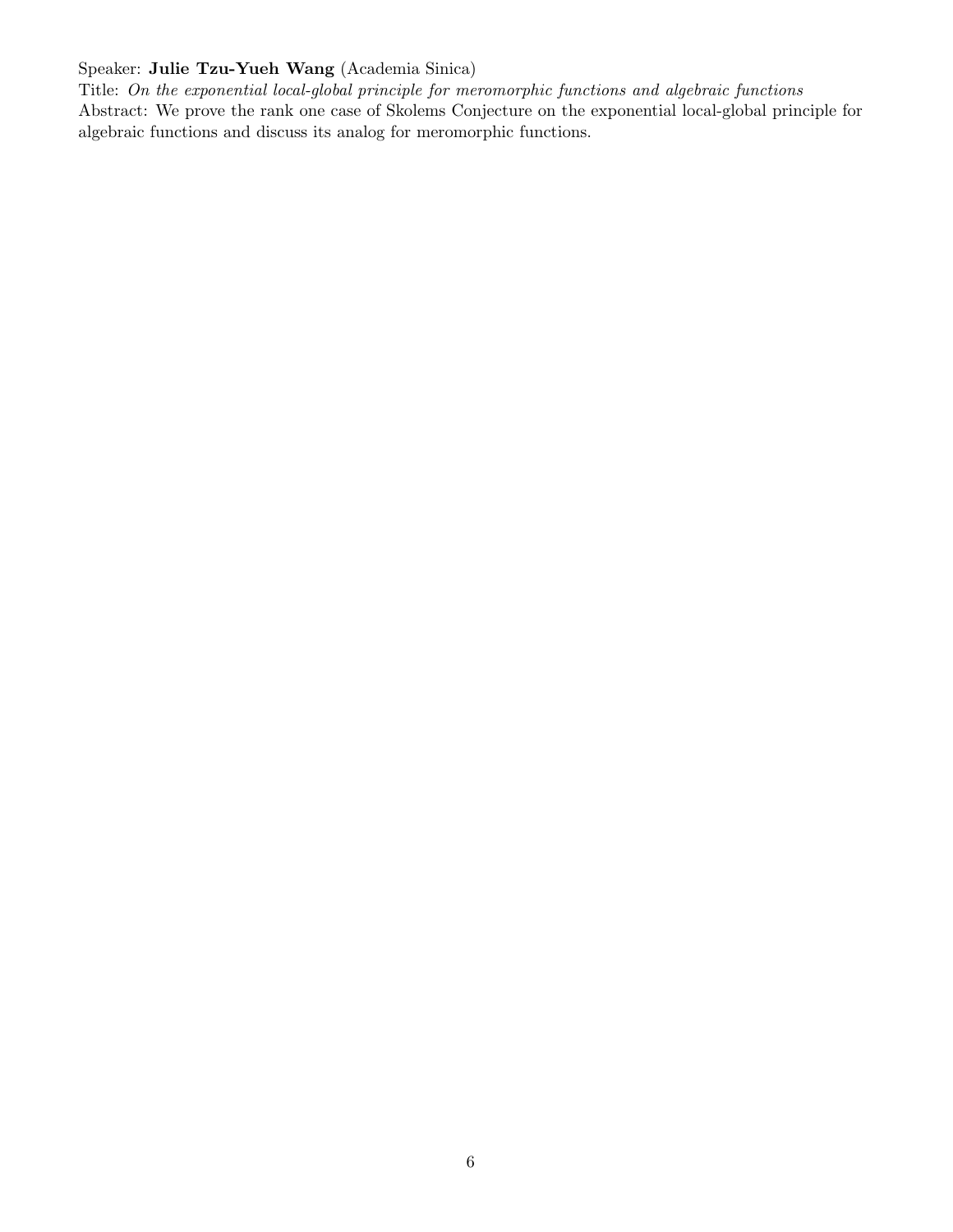Speaker: **Julie Tzu-Yueh Wang** (Academia Sinica)

Title: *On the exponential local-global principle for meromorphic functions and algebraic functions*

Abstract: We prove the rank one case of Skolems Conjecture on the exponential local-global principle for algebraic functions and discuss its analog for meromorphic functions.